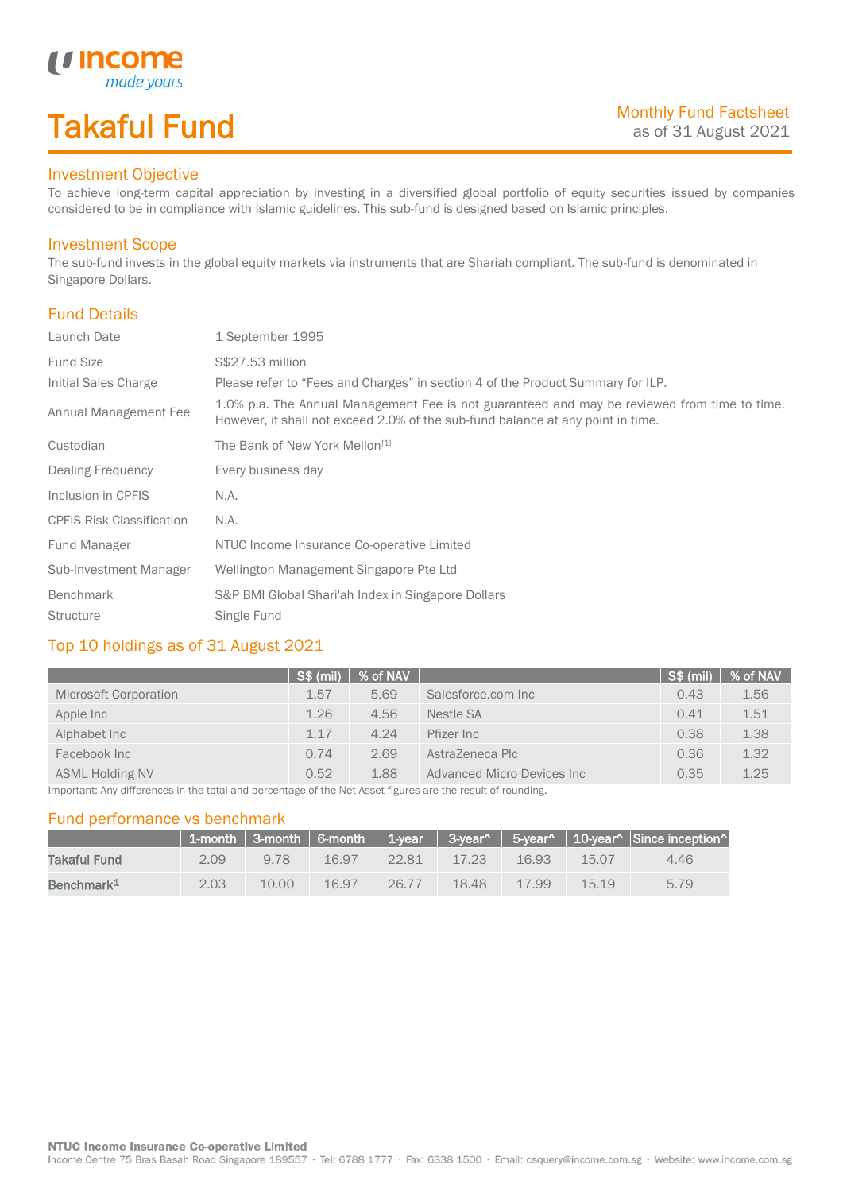# Takaful Fund

Monthly Fund Factsheet
as of 31 August 2021

## Investment Objective

To achieve long-term capital appreciation by investing in a diversified global portfolio of equity securities issued by companies considered to be in compliance with Islamic guidelines. This sub-fund is designed based on Islamic principles.

## Investment Scope

The sub-fund invests in the global equity markets via instruments that are Shariah compliant. The sub-fund is denominated in Singapore Dollars.

## Fund Details

| | |
|---|---|
| Launch Date | 1 September 1995 |
| Fund Size | S$27.53 million |
| Initial Sales Charge | Please refer to “Fees and Charges” in section 4 of the Product Summary for ILP. |
| Annual Management Fee | 1.0% p.a. The Annual Management Fee is not guaranteed and may be reviewed from time to time. However, it shall not exceed 2.0% of the sub-fund balance at any point in time. |
| Custodian | The Bank of New York Mellon[1] |
| Dealing Frequency | Every business day |
| Inclusion in CPFIS | N.A. |
| CPFIS Risk Classification | N.A. |
| Fund Manager | NTUC Income Insurance Co-operative Limited |
| Sub-Investment Manager | Wellington Management Singapore Pte Ltd |
| Benchmark | S&P BMI Global Shari'ah Index in Singapore Dollars |
| Structure | Single Fund |

## Top 10 holdings as of 31 August 2021

| | S$ (mil) | % of NAV | | S$ (mil) | % of NAV |
|---|---|---|---|---|---|
| Microsoft Corporation | 1.57 | 5.69 | Salesforce.com Inc | 0.43 | 1.56 |
| Apple Inc | 1.26 | 4.56 | Nestle SA | 0.41 | 1.51 |
| Alphabet Inc | 1.17 | 4.24 | Pfizer Inc | 0.38 | 1.38 |
| Facebook Inc | 0.74 | 2.69 | AstraZeneca Plc | 0.36 | 1.32 |
| ASML Holding NV | 0.52 | 1.88 | Advanced Micro Devices Inc | 0.35 | 1.25 |

Important: Any differences in the total and percentage of the Net Asset figures are the result of rounding.

## Fund performance vs benchmark

| | 1-month | 3-month | 6-month | 1-year | 3-year^ | 5-year^ | 10-year^ | Since inception^ |
|---|---|---|---|---|---|---|---|---|
| **Takaful Fund** | 2.09 | 9.78 | 16.97 | 22.81 | 17.23 | 16.93 | 15.07 | 4.46 |
| **Benchmark[1]** | 2.03 | 10.00 | 16.97 | 26.77 | 18.48 | 17.99 | 15.19 | 5.79 |

**NTUC Income Insurance Co-operative Limited**
Income Centre 75 Bras Basah Road Singapore 189557 · Tel: 6788 1777 · Fax: 6338 1500 · Email: csquery@income.com.sg · Website: www.income.com.sg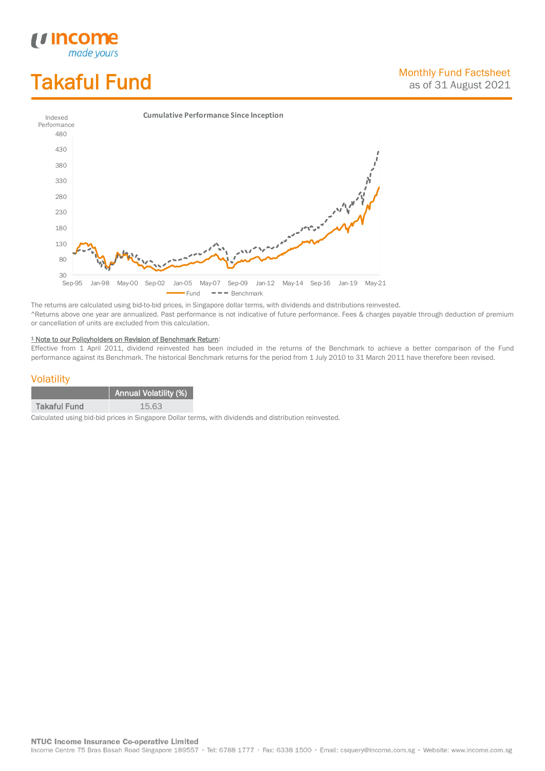# Takaful Fund

Monthly Fund Factsheet
as of 31 August 2021

Cumulative Performance Since Inception

The returns are calculated using bid-to-bid prices, in Singapore dollar terms, with dividends and distributions reinvested.
^Returns above one year are annualized. Past performance is not indicative of future performance. Fees & charges payable through deduction of premium or cancellation of units are excluded from this calculation.

[1] Note to our Policyholders on Revision of Benchmark Return:
Effective from 1 April 2011, dividend reinvested has been included in the returns of the Benchmark to achieve a better comparison of the Fund performance against its Benchmark. The historical Benchmark returns for the period from 1 July 2010 to 31 March 2011 have therefore been revised.

## Volatility

| | Annual Volatility (%) |
|---|---|
| Takaful Fund | 15.63 |

Calculated using bid-bid prices in Singapore Dollar terms, with dividends and distribution reinvested.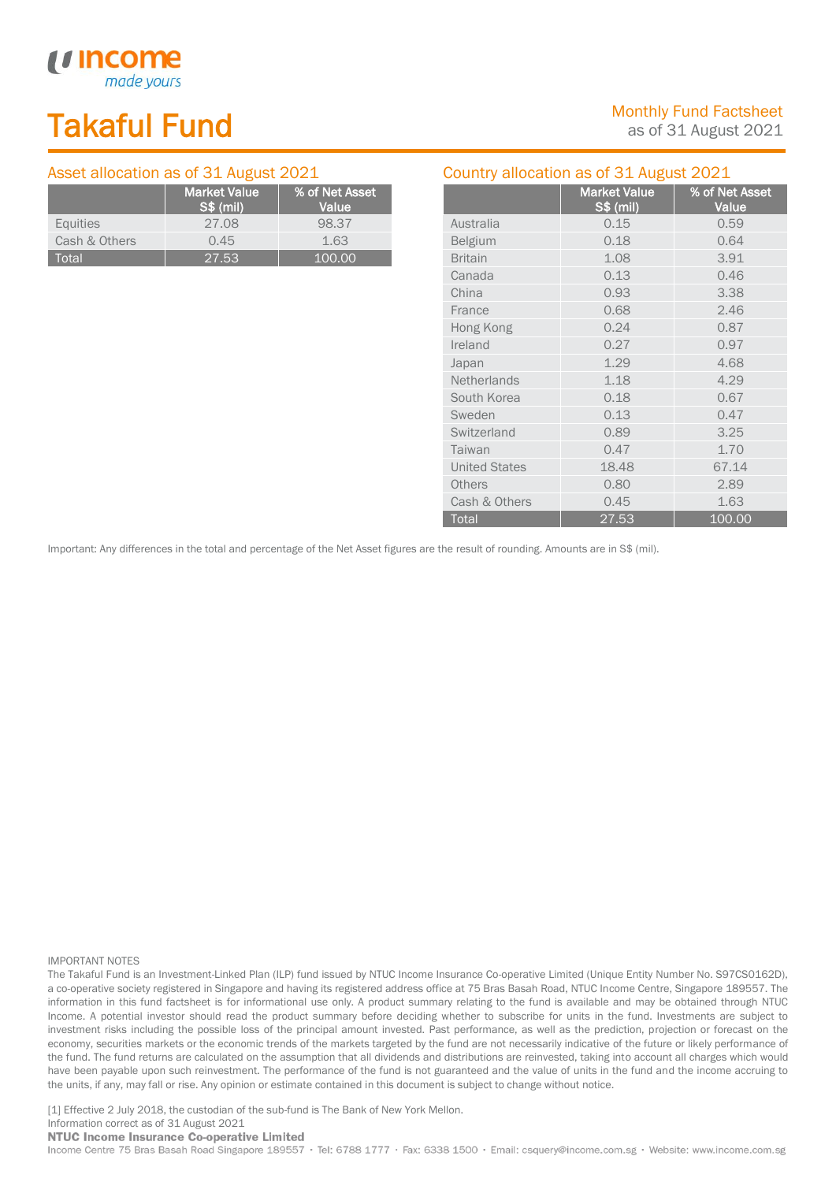# Takaful Fund

Monthly Fund Factsheet
as of 31 August 2021

## Asset allocation as of 31 August 2021

| | Market Value S$ (mil) | % of Net Asset Value |
|---|---|---|
| Equities | 27.08 | 98.37 |
| Cash & Others | 0.45 | 1.63 |
| Total | 27.53 | 100.00 |

## Country allocation as of 31 August 2021

| | Market Value S$ (mil) | % of Net Asset Value |
|---|---|---|
| Australia | 0.15 | 0.59 |
| Belgium | 0.18 | 0.64 |
| Britain | 1.08 | 3.91 |
| Canada | 0.13 | 0.46 |
| China | 0.93 | 3.38 |
| France | 0.68 | 2.46 |
| Hong Kong | 0.24 | 0.87 |
| Ireland | 0.27 | 0.97 |
| Japan | 1.29 | 4.68 |
| Netherlands | 1.18 | 4.29 |
| South Korea | 0.18 | 0.67 |
| Sweden | 0.13 | 0.47 |
| Switzerland | 0.89 | 3.25 |
| Taiwan | 0.47 | 1.70 |
| United States | 18.48 | 67.14 |
| Others | 0.80 | 2.89 |
| Cash & Others | 0.45 | 1.63 |
| Total | 27.53 | 100.00 |

Important: Any differences in the total and percentage of the Net Asset figures are the result of rounding. Amounts are in S$ (mil).

IMPORTANT NOTES

The Takaful Fund is an Investment-Linked Plan (ILP) fund issued by NTUC Income Insurance Co-operative Limited (Unique Entity Number No. S97CS0162D), a co-operative society registered in Singapore and having its registered address office at 75 Bras Basah Road, NTUC Income Centre, Singapore 189557. The information in this fund factsheet is for informational use only. A product summary relating to the fund is available and may be obtained through NTUC Income. A potential investor should read the product summary before deciding whether to subscribe for units in the fund. Investments are subject to investment risks including the possible loss of the principal amount invested. Past performance, as well as the prediction, projection or forecast on the economy, securities markets or the economic trends of the markets targeted by the fund are not necessarily indicative of the future or likely performance of the fund. The fund returns are calculated on the assumption that all dividends and distributions are reinvested, taking into account all charges which would have been payable upon such reinvestment. The performance of the fund is not guaranteed and the value of units in the fund and the income accruing to the units, if any, may fall or rise. Any opinion or estimate contained in this document is subject to change without notice.

[1] Effective 2 July 2018, the custodian of the sub-fund is The Bank of New York Mellon.

Information correct as of 31 August 2021

**NTUC Income Insurance Co-operative Limited**

Income Centre 75 Bras Basah Road Singapore 189557 · Tel: 6788 1777 · Fax: 6338 1500 · Email: csquery@income.com.sg · Website: www.income.com.sg